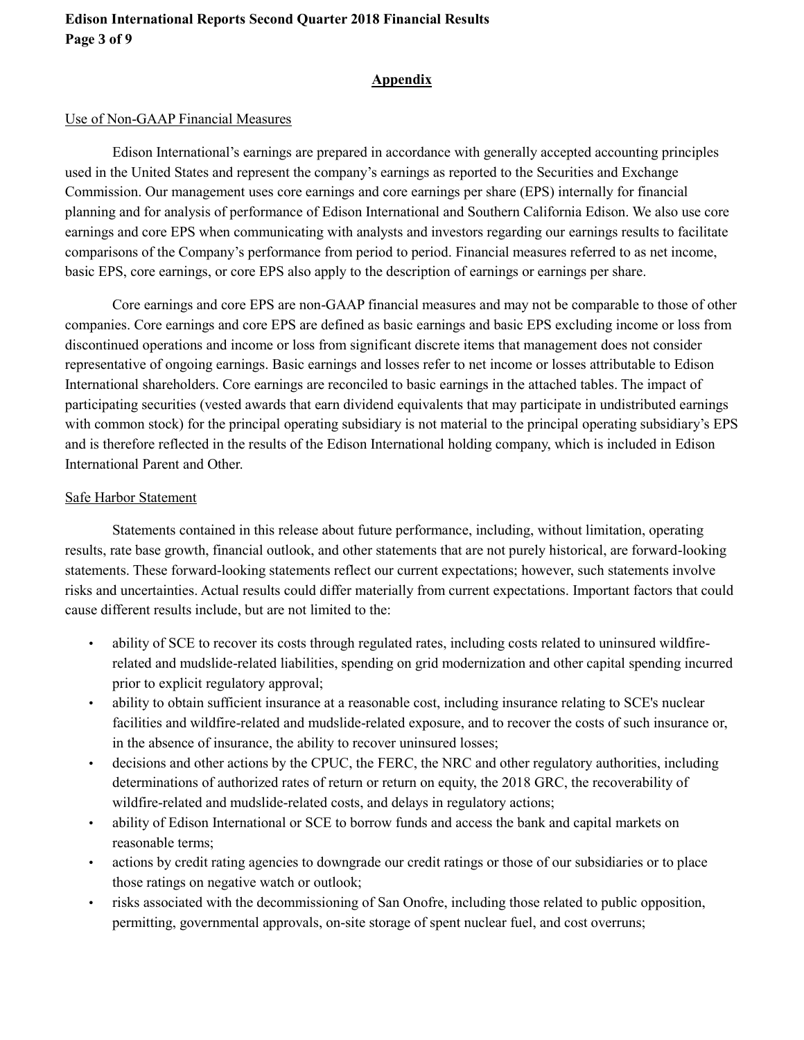## Appendix

### Use of Non-GAAP Financial Measures

Edison International's earnings are prepared in accordance with generally accepted accounting principles used in the United States and represent the company's earnings as reported to the Securities and Exchange Commission. Our management uses core earnings and core earnings per share (EPS) internally for financial planning and for analysis of performance of Edison International and Southern California Edison. We also use core earnings and core EPS when communicating with analysts and investors regarding our earnings results to facilitate comparisons of the Company's performance from period to period. Financial measures referred to as net income, basic EPS, core earnings, or core EPS also apply to the description of earnings or earnings per share.

Core earnings and core EPS are non-GAAP financial measures and may not be comparable to those of other companies. Core earnings and core EPS are defined as basic earnings and basic EPS excluding income or loss from discontinued operations and income or loss from significant discrete items that management does not consider representative of ongoing earnings. Basic earnings and losses refer to net income or losses attributable to Edison International shareholders. Core earnings are reconciled to basic earnings in the attached tables. The impact of participating securities (vested awards that earn dividend equivalents that may participate in undistributed earnings with common stock) for the principal operating subsidiary is not material to the principal operating subsidiary's EPS and is therefore reflected in the results of the Edison International holding company, which is included in Edison International Parent and Other.

### Safe Harbor Statement

Statements contained in this release about future performance, including, without limitation, operating results, rate base growth, financial outlook, and other statements that are not purely historical, are forward-looking statements. These forward-looking statements reflect our current expectations; however, such statements involve risks and uncertainties. Actual results could differ materially from current expectations. Important factors that could cause different results include, but are not limited to the:

- ability of SCE to recover its costs through regulated rates, including costs related to uninsured wildfire-related and mudslide-related liabilities, spending on grid modernization and other capital spending incurred prior to explicit regulatory approval;
- ability to obtain sufficient insurance at a reasonable cost, including insurance relating to SCE's nuclear facilities and wildfire-related and mudslide-related exposure, and to recover the costs of such insurance or, in the absence of insurance, the ability to recover uninsured losses;
- decisions and other actions by the CPUC, the FERC, the NRC and other regulatory authorities, including determinations of authorized rates of return or return on equity, the 2018 GRC, the recoverability of wildfire-related and mudslide-related costs, and delays in regulatory actions;
- ability of Edison International or SCE to borrow funds and access the bank and capital markets on reasonable terms;
- actions by credit rating agencies to downgrade our credit ratings or those of our subsidiaries or to place those ratings on negative watch or outlook;
- risks associated with the decommissioning of San Onofre, including those related to public opposition, permitting, governmental approvals, on-site storage of spent nuclear fuel, and cost overruns;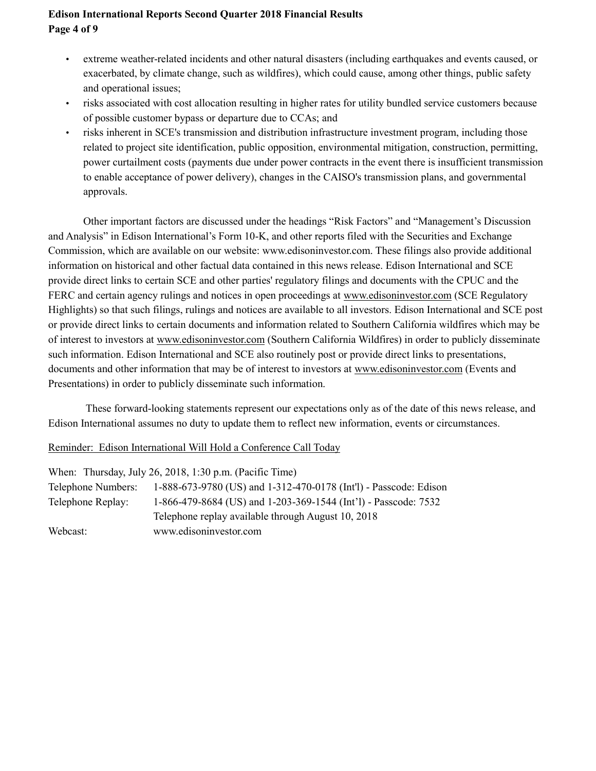- extreme weather-related incidents and other natural disasters (including earthquakes and events caused, or exacerbated, by climate change, such as wildfires), which could cause, among other things, public safety and operational issues;
- risks associated with cost allocation resulting in higher rates for utility bundled service customers because of possible customer bypass or departure due to CCAs; and
- risks inherent in SCE's transmission and distribution infrastructure investment program, including those related to project site identification, public opposition, environmental mitigation, construction, permitting, power curtailment costs (payments due under power contracts in the event there is insufficient transmission to enable acceptance of power delivery), changes in the CAISO's transmission plans, and governmental approvals.

Other important factors are discussed under the headings "Risk Factors" and "Management's Discussion and Analysis" in Edison International's Form 10-K, and other reports filed with the Securities and Exchange Commission, which are available on our website: www.edisoninvestor.com. These filings also provide additional information on historical and other factual data contained in this news release. Edison International and SCE provide direct links to certain SCE and other parties' regulatory filings and documents with the CPUC and the FERC and certain agency rulings and notices in open proceedings at www.edisoninvestor.com (SCE Regulatory Highlights) so that such filings, rulings and notices are available to all investors. Edison International and SCE post or provide direct links to certain documents and information related to Southern California wildfires which may be of interest to investors at www.edisoninvestor.com (Southern California Wildfires) in order to publicly disseminate such information. Edison International and SCE also routinely post or provide direct links to presentations, documents and other information that may be of interest to investors at www.edisoninvestor.com (Events and Presentations) in order to publicly disseminate such information.

These forward-looking statements represent our expectations only as of the date of this news release, and Edison International assumes no duty to update them to reflect new information, events or circumstances.

Reminder: Edison International Will Hold a Conference Call Today

When: Thursday, July 26, 2018, 1:30 p.m. (Pacific Time)
Telephone Numbers: 1-888-673-9780 (US) and 1-312-470-0178 (Int'l) - Passcode: Edison
Telephone Replay: 1-866-479-8684 (US) and 1-203-369-1544 (Int'l) - Passcode: 7532
Telephone replay available through August 10, 2018
Webcast: www.edisoninvestor.com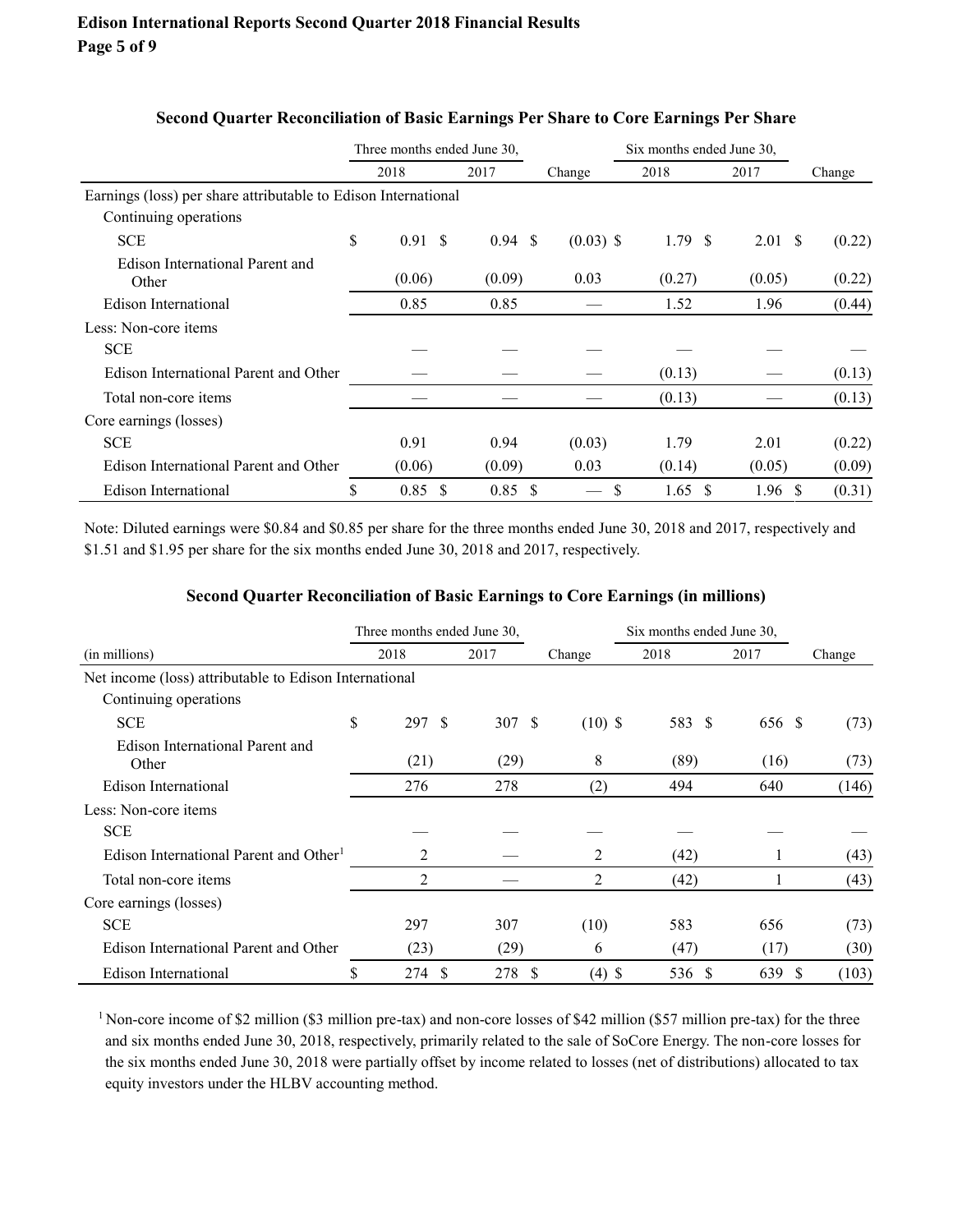## Second Quarter Reconciliation of Basic Earnings Per Share to Core Earnings Per Share

| | Three months ended June 30, | | | Six months ended June 30, | | |
|---|---|---|---|---|---|---|
| | 2018 | 2017 | Change | 2018 | 2017 | Change |
| Earnings (loss) per share attributable to Edison International | | | | | | |
| Continuing operations | | | | | | |
| SCE | $ 0.91 | $ 0.94 | $ (0.03) | $ 1.79 | $ 2.01 | $ (0.22) |
| Edison International Parent and Other | (0.06) | (0.09) | 0.03 | (0.27) | (0.05) | (0.22) |
| Edison International | 0.85 | 0.85 | — | 1.52 | 1.96 | (0.44) |
| Less: Non-core items | | | | | | |
| SCE | — | — | — | — | — | — |
| Edison International Parent and Other | — | — | — | (0.13) | — | (0.13) |
| Total non-core items | — | — | — | (0.13) | — | (0.13) |
| Core earnings (losses) | | | | | | |
| SCE | 0.91 | 0.94 | (0.03) | 1.79 | 2.01 | (0.22) |
| Edison International Parent and Other | (0.06) | (0.09) | 0.03 | (0.14) | (0.05) | (0.09) |
| Edison International | $ 0.85 | $ 0.85 | $ — | $ 1.65 | $ 1.96 | $ (0.31) |

Note: Diluted earnings were $0.84 and $0.85 per share for the three months ended June 30, 2018 and 2017, respectively and $1.51 and $1.95 per share for the six months ended June 30, 2018 and 2017, respectively.

## Second Quarter Reconciliation of Basic Earnings to Core Earnings (in millions)

| | Three months ended June 30, | | | Six months ended June 30, | | |
|---|---|---|---|---|---|---|
| (in millions) | 2018 | 2017 | Change | 2018 | 2017 | Change |
| Net income (loss) attributable to Edison International | | | | | | |
| Continuing operations | | | | | | |
| SCE | $ 297 | $ 307 | $ (10) | $ 583 | $ 656 | $ (73) |
| Edison International Parent and Other | (21) | (29) | 8 | (89) | (16) | (73) |
| Edison International | 276 | 278 | (2) | 494 | 640 | (146) |
| Less: Non-core items | | | | | | |
| SCE | — | — | — | — | — | — |
| Edison International Parent and Other[1] | 2 | — | 2 | (42) | 1 | (43) |
| Total non-core items | 2 | — | 2 | (42) | 1 | (43) |
| Core earnings (losses) | | | | | | |
| SCE | 297 | 307 | (10) | 583 | 656 | (73) |
| Edison International Parent and Other | (23) | (29) | 6 | (47) | (17) | (30) |
| Edison International | $ 274 | $ 278 | $ (4) | $ 536 | $ 639 | $ (103) |

[1] Non-core income of $2 million ($3 million pre-tax) and non-core losses of $42 million ($57 million pre-tax) for the three and six months ended June 30, 2018, respectively, primarily related to the sale of SoCore Energy. The non-core losses for the six months ended June 30, 2018 were partially offset by income related to losses (net of distributions) allocated to tax equity investors under the HLBV accounting method.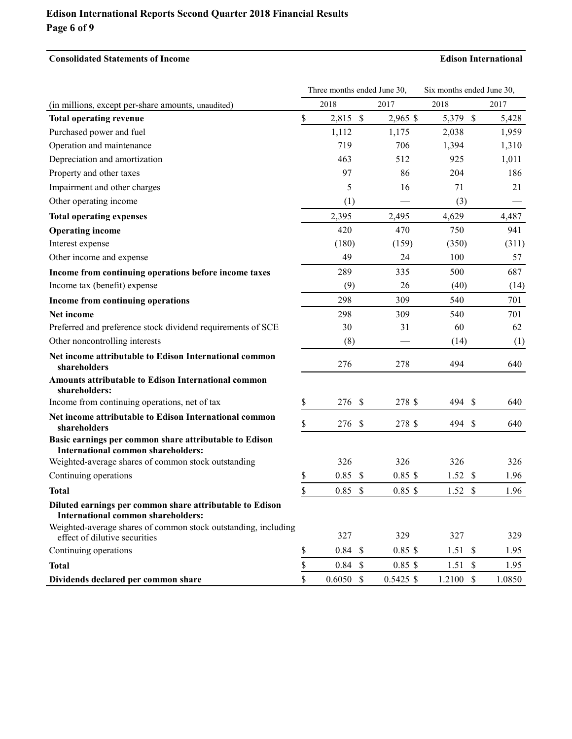## Consolidated Statements of Income

**Edison International**

| (in millions, except per-share amounts, unaudited) | Three months ended June 30, 2018 | Three months ended June 30, 2017 | Six months ended June 30, 2018 | Six months ended June 30, 2017 |
|---|---|---|---|---|
| **Total operating revenue** | $ 2,815 | $ 2,965 | $ 5,379 | $ 5,428 |
| Purchased power and fuel | 1,112 | 1,175 | 2,038 | 1,959 |
| Operation and maintenance | 719 | 706 | 1,394 | 1,310 |
| Depreciation and amortization | 463 | 512 | 925 | 1,011 |
| Property and other taxes | 97 | 86 | 204 | 186 |
| Impairment and other charges | 5 | 16 | 71 | 21 |
| Other operating income | (1) | — | (3) | — |
| **Total operating expenses** | 2,395 | 2,495 | 4,629 | 4,487 |
| **Operating income** | 420 | 470 | 750 | 941 |
| Interest expense | (180) | (159) | (350) | (311) |
| Other income and expense | 49 | 24 | 100 | 57 |
| **Income from continuing operations before income taxes** | 289 | 335 | 500 | 687 |
| Income tax (benefit) expense | (9) | 26 | (40) | (14) |
| **Income from continuing operations** | 298 | 309 | 540 | 701 |
| **Net income** | 298 | 309 | 540 | 701 |
| Preferred and preference stock dividend requirements of SCE | 30 | 31 | 60 | 62 |
| Other noncontrolling interests | (8) | — | (14) | (1) |
| **Net income attributable to Edison International common shareholders** | 276 | 278 | 494 | 640 |
| **Amounts attributable to Edison International common shareholders:** | | | | |
| Income from continuing operations, net of tax | $ 276 | $ 278 | $ 494 | $ 640 |
| **Net income attributable to Edison International common shareholders** | $ 276 | $ 278 | $ 494 | $ 640 |
| **Basic earnings per common share attributable to Edison International common shareholders:** | | | | |
| Weighted-average shares of common stock outstanding | 326 | 326 | 326 | 326 |
| Continuing operations | $ 0.85 | $ 0.85 | $ 1.52 | $ 1.96 |
| **Total** | $ 0.85 | $ 0.85 | $ 1.52 | $ 1.96 |
| **Diluted earnings per common share attributable to Edison International common shareholders:** | | | | |
| Weighted-average shares of common stock outstanding, including effect of dilutive securities | 327 | 329 | 327 | 329 |
| Continuing operations | $ 0.84 | $ 0.85 | $ 1.51 | $ 1.95 |
| **Total** | $ 0.84 | $ 0.85 | $ 1.51 | $ 1.95 |
| **Dividends declared per common share** | $ 0.6050 | $ 0.5425 | $ 1.2100 | $ 1.0850 |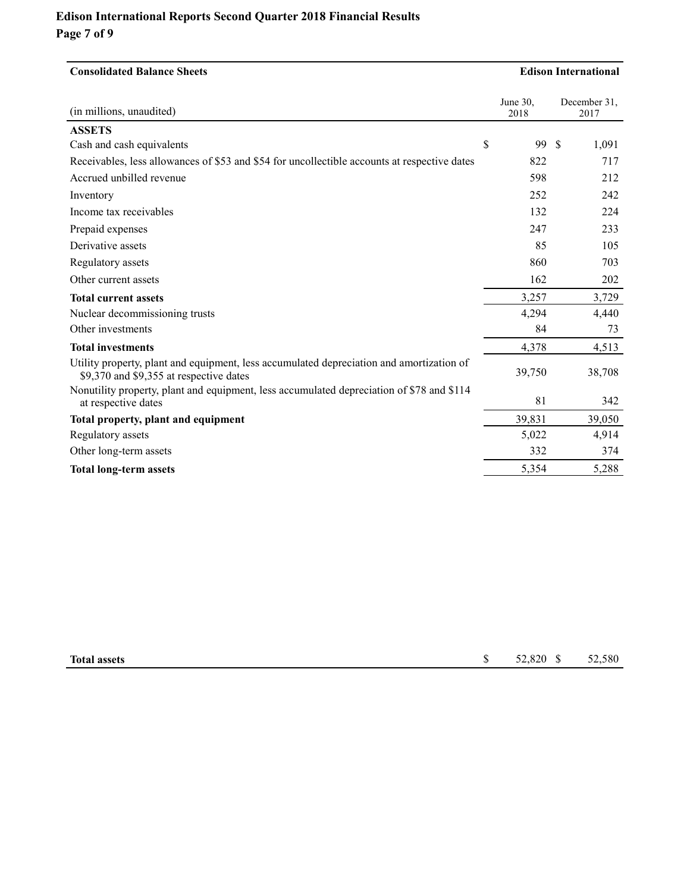| Consolidated Balance Sheets | | Edison International |
|---|---|---|
| (in millions, unaudited) | June 30, 2018 | December 31, 2017 |
| **ASSETS** | | |
| Cash and cash equivalents | $ 99 | $ 1,091 |
| Receivables, less allowances of $53 and $54 for uncollectible accounts at respective dates | 822 | 717 |
| Accrued unbilled revenue | 598 | 212 |
| Inventory | 252 | 242 |
| Income tax receivables | 132 | 224 |
| Prepaid expenses | 247 | 233 |
| Derivative assets | 85 | 105 |
| Regulatory assets | 860 | 703 |
| Other current assets | 162 | 202 |
| **Total current assets** | 3,257 | 3,729 |
| Nuclear decommissioning trusts | 4,294 | 4,440 |
| Other investments | 84 | 73 |
| **Total investments** | 4,378 | 4,513 |
| Utility property, plant and equipment, less accumulated depreciation and amortization of $9,370 and $9,355 at respective dates | 39,750 | 38,708 |
| Nonutility property, plant and equipment, less accumulated depreciation of $78 and $114 at respective dates | 81 | 342 |
| **Total property, plant and equipment** | 39,831 | 39,050 |
| Regulatory assets | 5,022 | 4,914 |
| Other long-term assets | 332 | 374 |
| **Total long-term assets** | 5,354 | 5,288 |
| **Total assets** | $ 52,820 | $ 52,580 |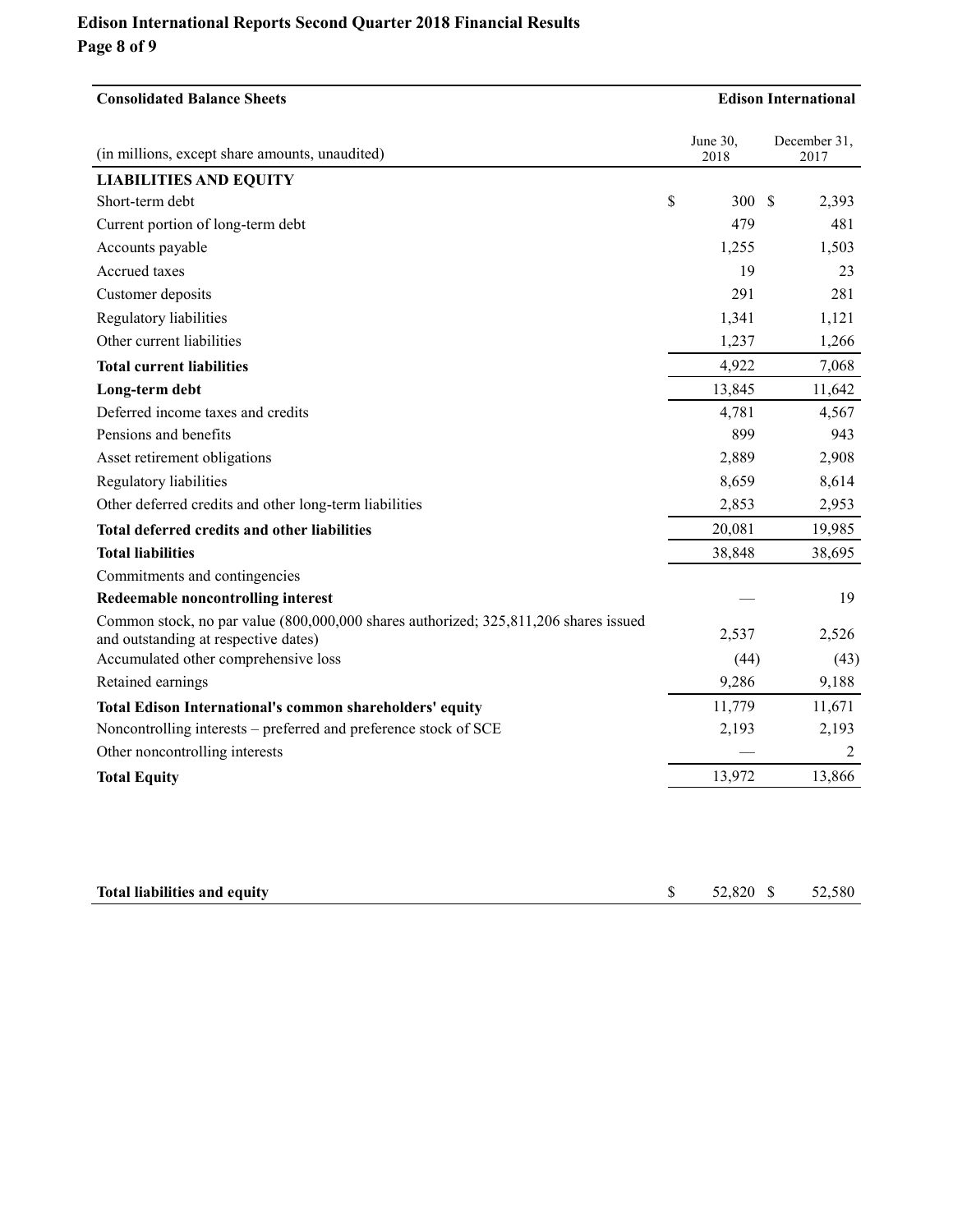| Consolidated Balance Sheets | Edison International | |
|---|---|---|
| (in millions, except share amounts, unaudited) | June 30, 2018 | December 31, 2017 |
| **LIABILITIES AND EQUITY** | | |
| Short-term debt | $ 300 | $ 2,393 |
| Current portion of long-term debt | 479 | 481 |
| Accounts payable | 1,255 | 1,503 |
| Accrued taxes | 19 | 23 |
| Customer deposits | 291 | 281 |
| Regulatory liabilities | 1,341 | 1,121 |
| Other current liabilities | 1,237 | 1,266 |
| **Total current liabilities** | 4,922 | 7,068 |
| **Long-term debt** | 13,845 | 11,642 |
| Deferred income taxes and credits | 4,781 | 4,567 |
| Pensions and benefits | 899 | 943 |
| Asset retirement obligations | 2,889 | 2,908 |
| Regulatory liabilities | 8,659 | 8,614 |
| Other deferred credits and other long-term liabilities | 2,853 | 2,953 |
| **Total deferred credits and other liabilities** | 20,081 | 19,985 |
| **Total liabilities** | 38,848 | 38,695 |
| Commitments and contingencies | | |
| **Redeemable noncontrolling interest** | — | 19 |
| Common stock, no par value (800,000,000 shares authorized; 325,811,206 shares issued and outstanding at respective dates) | 2,537 | 2,526 |
| Accumulated other comprehensive loss | (44) | (43) |
| Retained earnings | 9,286 | 9,188 |
| **Total Edison International's common shareholders' equity** | 11,779 | 11,671 |
| Noncontrolling interests – preferred and preference stock of SCE | 2,193 | 2,193 |
| Other noncontrolling interests | — | 2 |
| **Total Equity** | 13,972 | 13,866 |
| **Total liabilities and equity** | $ 52,820 | $ 52,580 |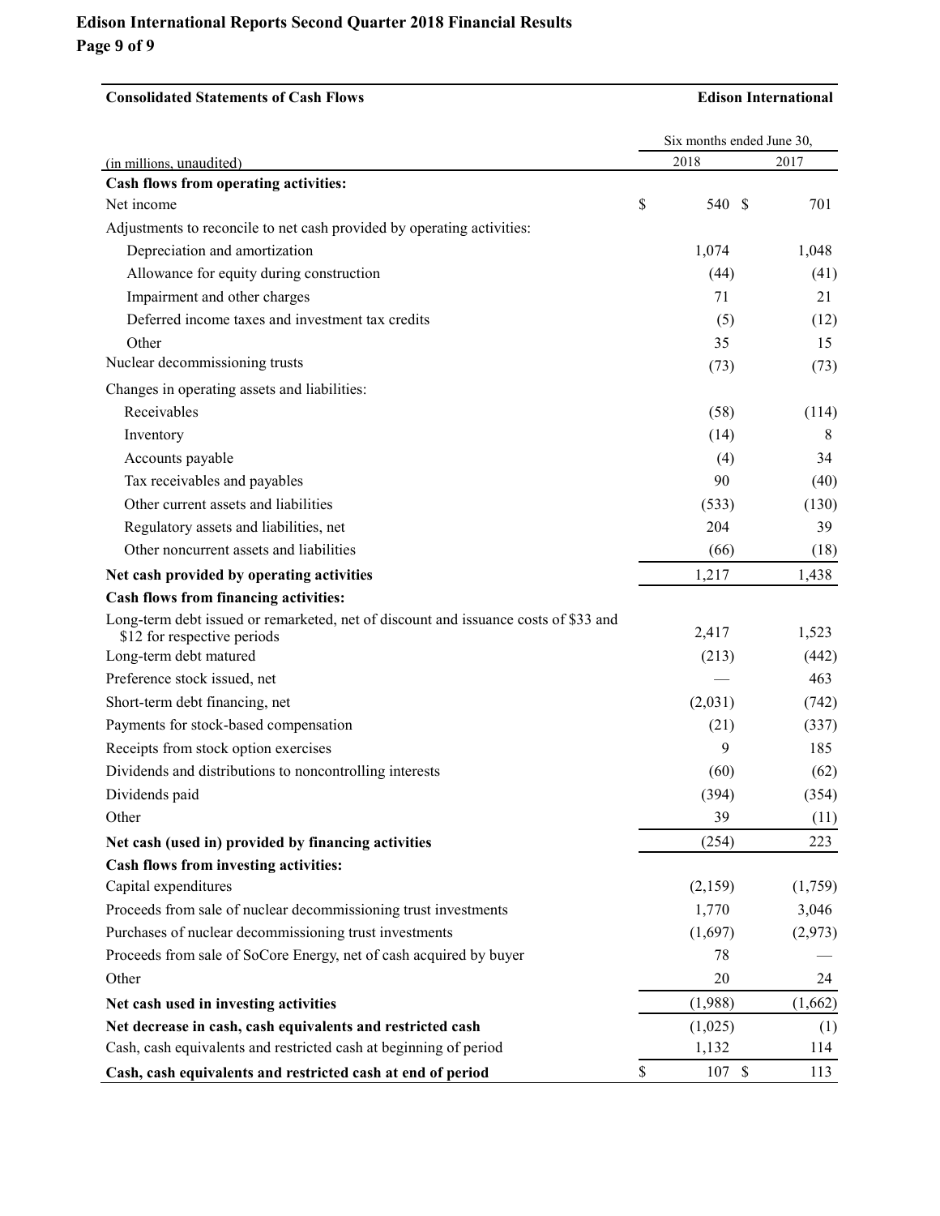# Edison International Reports Second Quarter 2018 Financial Results

| Consolidated Statements of Cash Flows | Edison International | |
|---|---|---|
| | Six months ended June 30, | |
| (in millions, unaudited) | 2018 | 2017 |
| **Cash flows from operating activities:** | | |
| Net income | $ 540 | $ 701 |
| Adjustments to reconcile to net cash provided by operating activities: | | |
| Depreciation and amortization | 1,074 | 1,048 |
| Allowance for equity during construction | (44) | (41) |
| Impairment and other charges | 71 | 21 |
| Deferred income taxes and investment tax credits | (5) | (12) |
| Other | 35 | 15 |
| Nuclear decommissioning trusts | (73) | (73) |
| Changes in operating assets and liabilities: | | |
| Receivables | (58) | (114) |
| Inventory | (14) | 8 |
| Accounts payable | (4) | 34 |
| Tax receivables and payables | 90 | (40) |
| Other current assets and liabilities | (533) | (130) |
| Regulatory assets and liabilities, net | 204 | 39 |
| Other noncurrent assets and liabilities | (66) | (18) |
| **Net cash provided by operating activities** | 1,217 | 1,438 |
| **Cash flows from financing activities:** | | |
| Long-term debt issued or remarketed, net of discount and issuance costs of $33 and $12 for respective periods | 2,417 | 1,523 |
| Long-term debt matured | (213) | (442) |
| Preference stock issued, net | — | 463 |
| Short-term debt financing, net | (2,031) | (742) |
| Payments for stock-based compensation | (21) | (337) |
| Receipts from stock option exercises | 9 | 185 |
| Dividends and distributions to noncontrolling interests | (60) | (62) |
| Dividends paid | (394) | (354) |
| Other | 39 | (11) |
| **Net cash (used in) provided by financing activities** | (254) | 223 |
| **Cash flows from investing activities:** | | |
| Capital expenditures | (2,159) | (1,759) |
| Proceeds from sale of nuclear decommissioning trust investments | 1,770 | 3,046 |
| Purchases of nuclear decommissioning trust investments | (1,697) | (2,973) |
| Proceeds from sale of SoCore Energy, net of cash acquired by buyer | 78 | — |
| Other | 20 | 24 |
| **Net cash used in investing activities** | (1,988) | (1,662) |
| **Net decrease in cash, cash equivalents and restricted cash** | (1,025) | (1) |
| Cash, cash equivalents and restricted cash at beginning of period | 1,132 | 114 |
| **Cash, cash equivalents and restricted cash at end of period** | $ 107 | $ 113 |